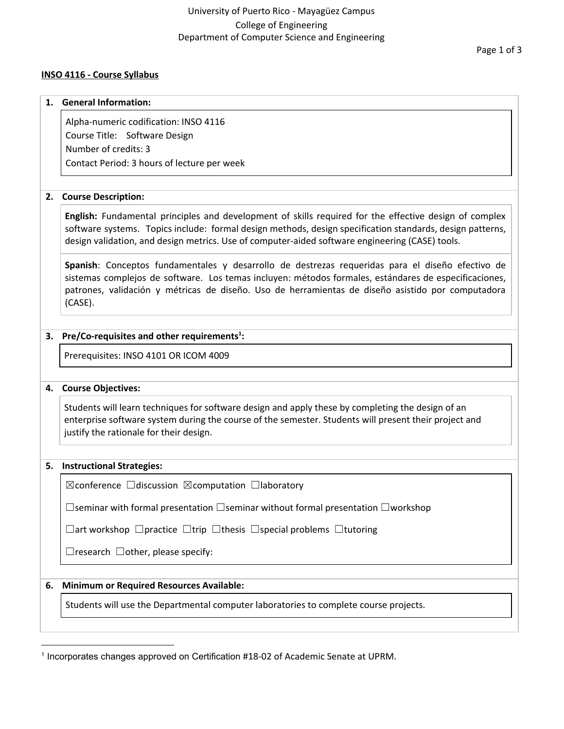University of Puerto Rico - Mayagüez Campus
College of Engineering
Department of Computer Science and Engineering

## INSO 4116 - Course Syllabus

### 1. General Information:

Alpha-numeric codification: INSO 4116
Course Title: Software Design
Number of credits: 3
Contact Period: 3 hours of lecture per week

### 2. Course Description:

**English:** Fundamental principles and development of skills required for the effective design of complex software systems. Topics include: formal design methods, design specification standards, design patterns, design validation, and design metrics. Use of computer-aided software engineering (CASE) tools.

**Spanish**: Conceptos fundamentales y desarrollo de destrezas requeridas para el diseño efectivo de sistemas complejos de software. Los temas incluyen: métodos formales, estándares de especificaciones, patrones, validación y métricas de diseño. Uso de herramientas de diseño asistido por computadora (CASE).

### 3. Pre/Co-requisites and other requirements[1]:

Prerequisites: INSO 4101 OR ICOM 4009

### 4. Course Objectives:

Students will learn techniques for software design and apply these by completing the design of an enterprise software system during the course of the semester. Students will present their project and justify the rationale for their design.

### 5. Instructional Strategies:

☒conference ☐discussion ☒computation ☐laboratory

☐seminar with formal presentation ☐seminar without formal presentation ☐workshop

☐art workshop ☐practice ☐trip ☐thesis ☐special problems ☐tutoring

☐research ☐other, please specify:

### 6. Minimum or Required Resources Available:

Students will use the Departmental computer laboratories to complete course projects.

---

[1] Incorporates changes approved on Certification #18-02 of Academic Senate at UPRM.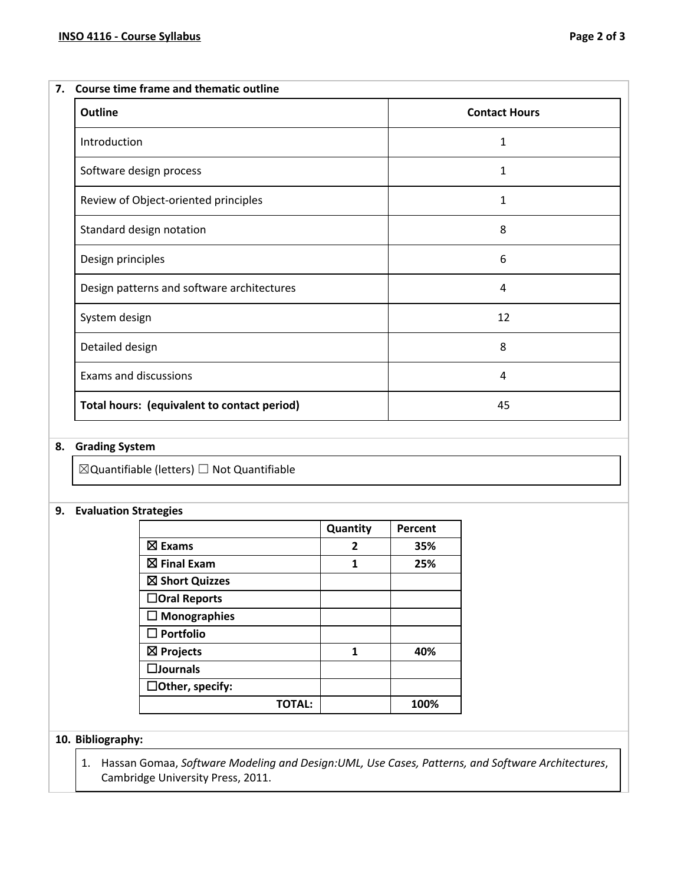## 7. Course time frame and thematic outline

| Outline | Contact Hours |
| --- | --- |
| Introduction | 1 |
| Software design process | 1 |
| Review of Object-oriented principles | 1 |
| Standard design notation | 8 |
| Design principles | 6 |
| Design patterns and software architectures | 4 |
| System design | 12 |
| Detailed design | 8 |
| Exams and discussions | 4 |
| **Total hours: (equivalent to contact period)** | 45 |

## 8. Grading System

☒Quantifiable (letters) ☐ Not Quantifiable

## 9. Evaluation Strategies

| | Quantity | Percent |
| --- | --- | --- |
| ☒ **Exams** | **2** | **35%** |
| ☒ **Final Exam** | **1** | **25%** |
| ☒ **Short Quizzes** | | |
| ☐**Oral Reports** | | |
| ☐ **Monographies** | | |
| ☐ **Portfolio** | | |
| ☒ **Projects** | **1** | **40%** |
| ☐**Journals** | | |
| ☐**Other, specify:** | | |
| **TOTAL:** | | **100%** |

## 10. Bibliography:

1. Hassan Gomaa, *Software Modeling and Design:UML, Use Cases, Patterns, and Software Architectures*, Cambridge University Press, 2011.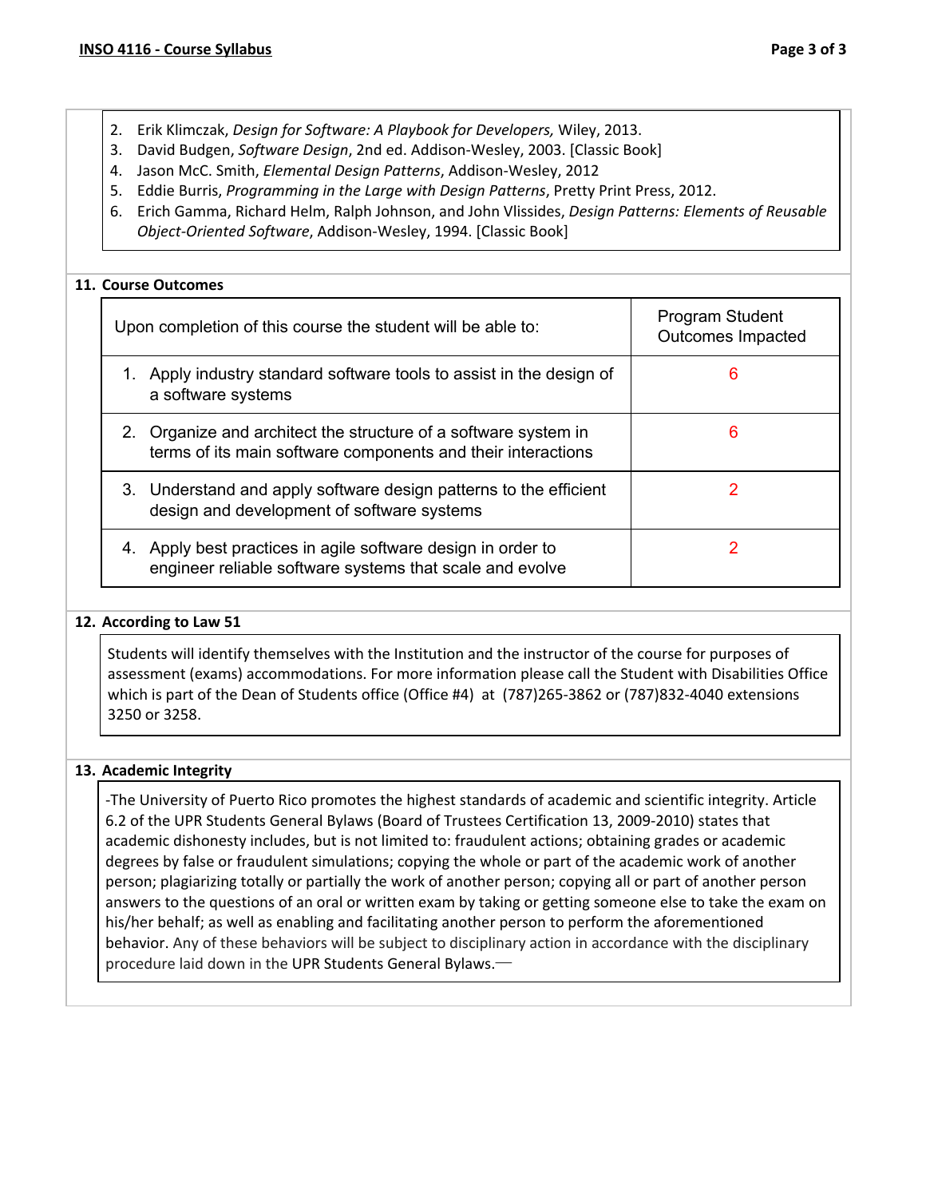2. Erik Klimczak, *Design for Software: A Playbook for Developers,* Wiley, 2013.
3. David Budgen, *Software Design*, 2nd ed. Addison-Wesley, 2003. [Classic Book]
4. Jason McC. Smith, *Elemental Design Patterns*, Addison-Wesley, 2012
5. Eddie Burris, *Programming in the Large with Design Patterns*, Pretty Print Press, 2012.
6. Erich Gamma, Richard Helm, Ralph Johnson, and John Vlissides, *Design Patterns: Elements of Reusable Object-Oriented Software*, Addison-Wesley, 1994. [Classic Book]

**11. Course Outcomes**

| Upon completion of this course the student will be able to: | Program Student Outcomes Impacted |
|---|---|
| 1. Apply industry standard software tools to assist in the design of a software systems | 6 |
| 2. Organize and architect the structure of a software system in terms of its main software components and their interactions | 6 |
| 3. Understand and apply software design patterns to the efficient design and development of software systems | 2 |
| 4. Apply best practices in agile software design in order to engineer reliable software systems that scale and evolve | 2 |

**12. According to Law 51**

Students will identify themselves with the Institution and the instructor of the course for purposes of assessment (exams) accommodations. For more information please call the Student with Disabilities Office which is part of the Dean of Students office (Office #4) at (787)265-3862 or (787)832-4040 extensions 3250 or 3258.

**13. Academic Integrity**

-The University of Puerto Rico promotes the highest standards of academic and scientific integrity. Article 6.2 of the UPR Students General Bylaws (Board of Trustees Certification 13, 2009-2010) states that academic dishonesty includes, but is not limited to: fraudulent actions; obtaining grades or academic degrees by false or fraudulent simulations; copying the whole or part of the academic work of another person; plagiarizing totally or partially the work of another person; copying all or part of another person answers to the questions of an oral or written exam by taking or getting someone else to take the exam on his/her behalf; as well as enabling and facilitating another person to perform the aforementioned behavior. Any of these behaviors will be subject to disciplinary action in accordance with the disciplinary procedure laid down in the UPR Students General Bylaws.